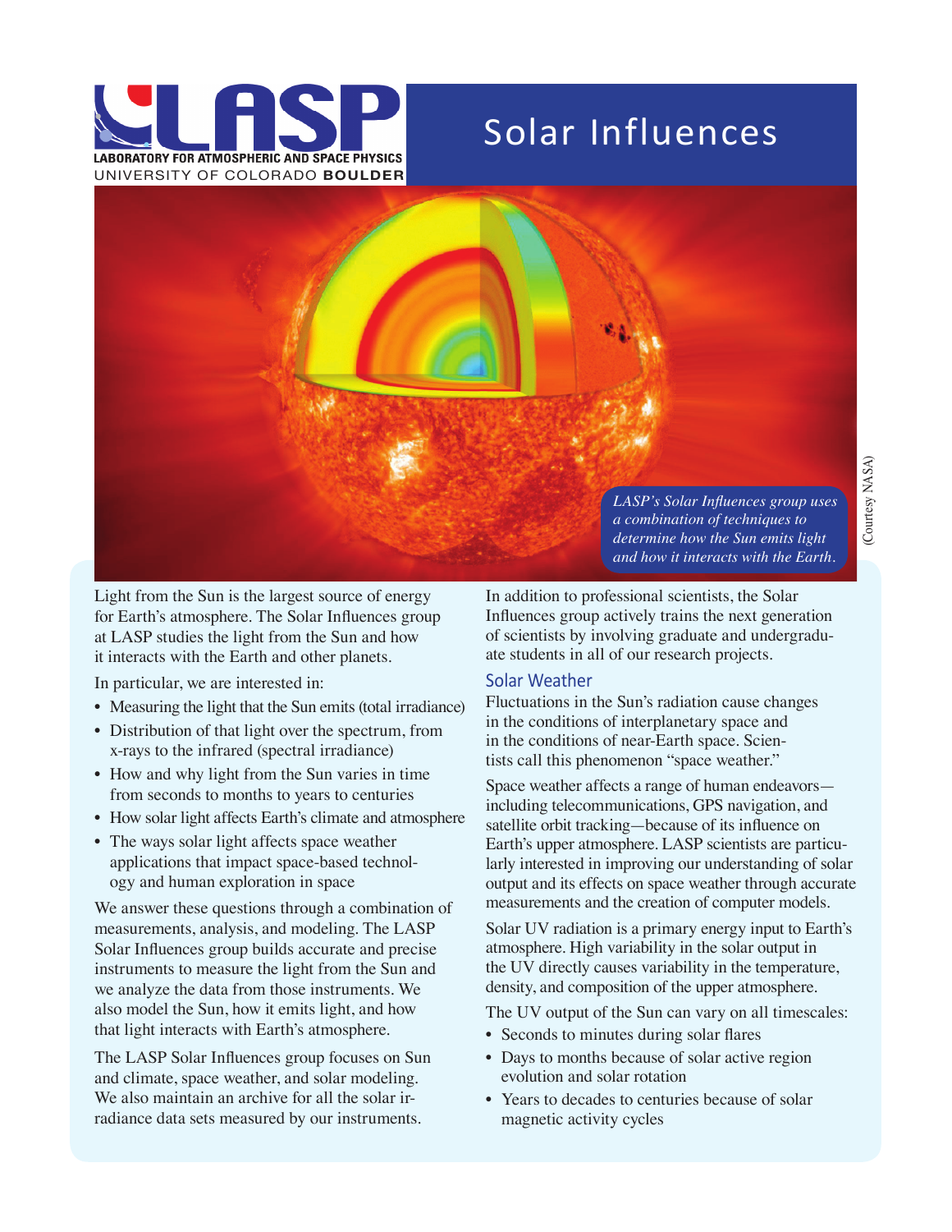LABORATORY FOR ATMOSPHERIC AND SPACE PHYSICS
UNIVERSITY OF COLORADO **BOULDER**

# Solar Influences

*LASP's Solar Influences group uses a combination of techniques to determine how the Sun emits light and how it interacts with the Earth.*

(Courtesy NASA)

Light from the Sun is the largest source of energy for Earth's atmosphere. The Solar Influences group at LASP studies the light from the Sun and how it interacts with the Earth and other planets.

In particular, we are interested in:

- Measuring the light that the Sun emits (total irradiance)
- Distribution of that light over the spectrum, from x-rays to the infrared (spectral irradiance)
- How and why light from the Sun varies in time from seconds to months to years to centuries
- How solar light affects Earth's climate and atmosphere
- The ways solar light affects space weather applications that impact space-based technology and human exploration in space

We answer these questions through a combination of measurements, analysis, and modeling. The LASP Solar Influences group builds accurate and precise instruments to measure the light from the Sun and we analyze the data from those instruments. We also model the Sun, how it emits light, and how that light interacts with Earth's atmosphere.

The LASP Solar Influences group focuses on Sun and climate, space weather, and solar modeling. We also maintain an archive for all the solar irradiance data sets measured by our instruments.

In addition to professional scientists, the Solar Influences group actively trains the next generation of scientists by involving graduate and undergraduate students in all of our research projects.

## Solar Weather

Fluctuations in the Sun's radiation cause changes in the conditions of interplanetary space and in the conditions of near-Earth space. Scientists call this phenomenon "space weather."

Space weather affects a range of human endeavors—including telecommunications, GPS navigation, and satellite orbit tracking—because of its influence on Earth's upper atmosphere. LASP scientists are particularly interested in improving our understanding of solar output and its effects on space weather through accurate measurements and the creation of computer models.

Solar UV radiation is a primary energy input to Earth's atmosphere. High variability in the solar output in the UV directly causes variability in the temperature, density, and composition of the upper atmosphere.

The UV output of the Sun can vary on all timescales:

- Seconds to minutes during solar flares
- Days to months because of solar active region evolution and solar rotation
- Years to decades to centuries because of solar magnetic activity cycles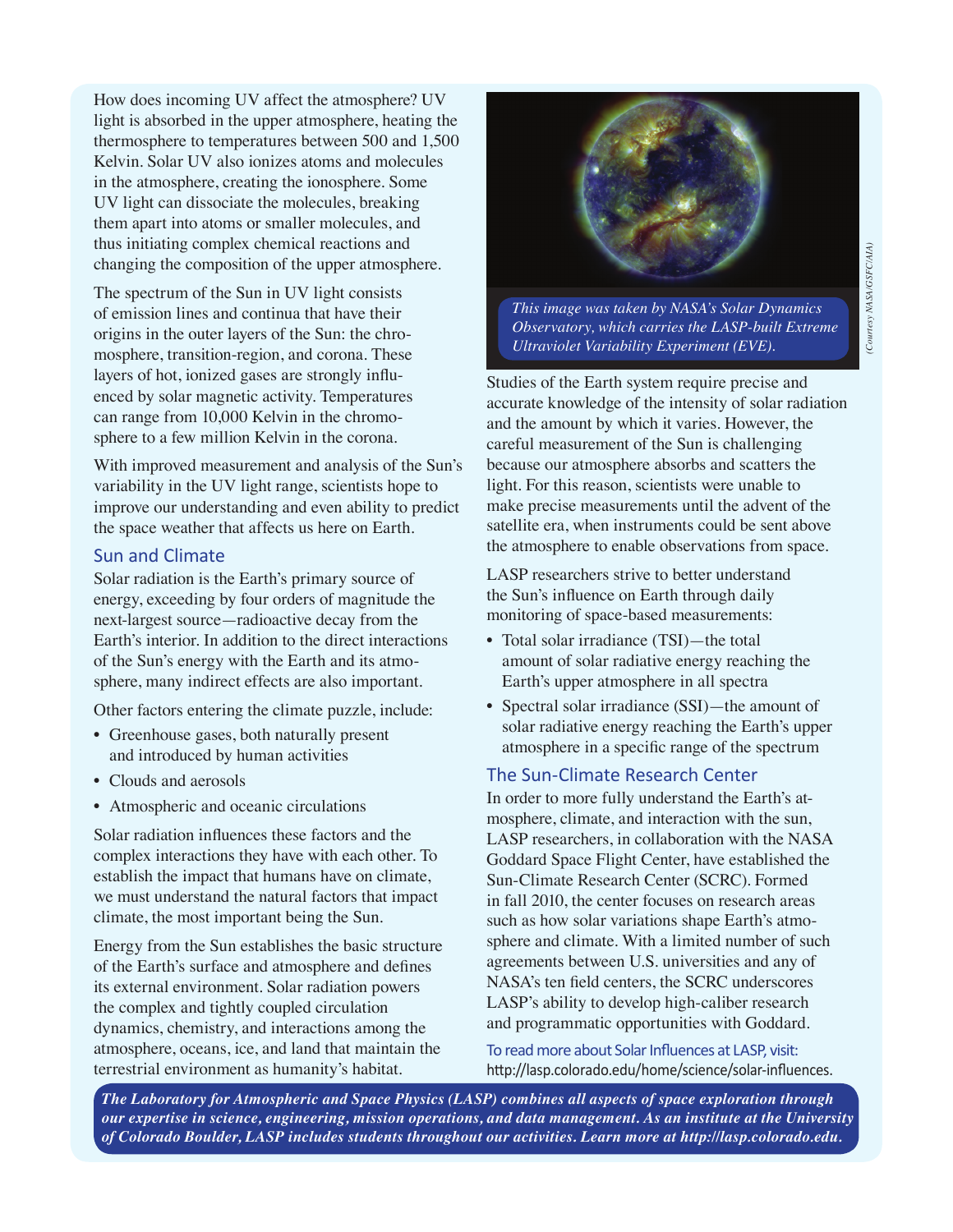How does incoming UV affect the atmosphere? UV light is absorbed in the upper atmosphere, heating the thermosphere to temperatures between 500 and 1,500 Kelvin. Solar UV also ionizes atoms and molecules in the atmosphere, creating the ionosphere. Some UV light can dissociate the molecules, breaking them apart into atoms or smaller molecules, and thus initiating complex chemical reactions and changing the composition of the upper atmosphere.

The spectrum of the Sun in UV light consists of emission lines and continua that have their origins in the outer layers of the Sun: the chromosphere, transition-region, and corona. These layers of hot, ionized gases are strongly influenced by solar magnetic activity. Temperatures can range from 10,000 Kelvin in the chromosphere to a few million Kelvin in the corona.

With improved measurement and analysis of the Sun's variability in the UV light range, scientists hope to improve our understanding and even ability to predict the space weather that affects us here on Earth.

## Sun and Climate

Solar radiation is the Earth's primary source of energy, exceeding by four orders of magnitude the next-largest source—radioactive decay from the Earth's interior. In addition to the direct interactions of the Sun's energy with the Earth and its atmosphere, many indirect effects are also important.

Other factors entering the climate puzzle, include:

- Greenhouse gases, both naturally present and introduced by human activities
- Clouds and aerosols
- Atmospheric and oceanic circulations

Solar radiation influences these factors and the complex interactions they have with each other. To establish the impact that humans have on climate, we must understand the natural factors that impact climate, the most important being the Sun.

Energy from the Sun establishes the basic structure of the Earth's surface and atmosphere and defines its external environment. Solar radiation powers the complex and tightly coupled circulation dynamics, chemistry, and interactions among the atmosphere, oceans, ice, and land that maintain the terrestrial environment as humanity's habitat.

*This image was taken by NASA's Solar Dynamics Observatory, which carries the LASP-built Extreme Ultraviolet Variability Experiment (EVE).*

*(Courtesy NASA/GSFC/AIA)*

Studies of the Earth system require precise and accurate knowledge of the intensity of solar radiation and the amount by which it varies. However, the careful measurement of the Sun is challenging because our atmosphere absorbs and scatters the light. For this reason, scientists were unable to make precise measurements until the advent of the satellite era, when instruments could be sent above the atmosphere to enable observations from space.

LASP researchers strive to better understand the Sun's influence on Earth through daily monitoring of space-based measurements:

- Total solar irradiance (TSI)—the total amount of solar radiative energy reaching the Earth's upper atmosphere in all spectra
- Spectral solar irradiance (SSI)—the amount of solar radiative energy reaching the Earth's upper atmosphere in a specific range of the spectrum

## The Sun-Climate Research Center

In order to more fully understand the Earth's atmosphere, climate, and interaction with the sun, LASP researchers, in collaboration with the NASA Goddard Space Flight Center, have established the Sun-Climate Research Center (SCRC). Formed in fall 2010, the center focuses on research areas such as how solar variations shape Earth's atmosphere and climate. With a limited number of such agreements between U.S. universities and any of NASA's ten field centers, the SCRC underscores LASP's ability to develop high-caliber research and programmatic opportunities with Goddard.

To read more about Solar Influences at LASP, visit:
http://lasp.colorado.edu/home/science/solar-influences.

***The Laboratory for Atmospheric and Space Physics (LASP) combines all aspects of space exploration through our expertise in science, engineering, mission operations, and data management. As an institute at the University of Colorado Boulder, LASP includes students throughout our activities. Learn more at http://lasp.colorado.edu.***